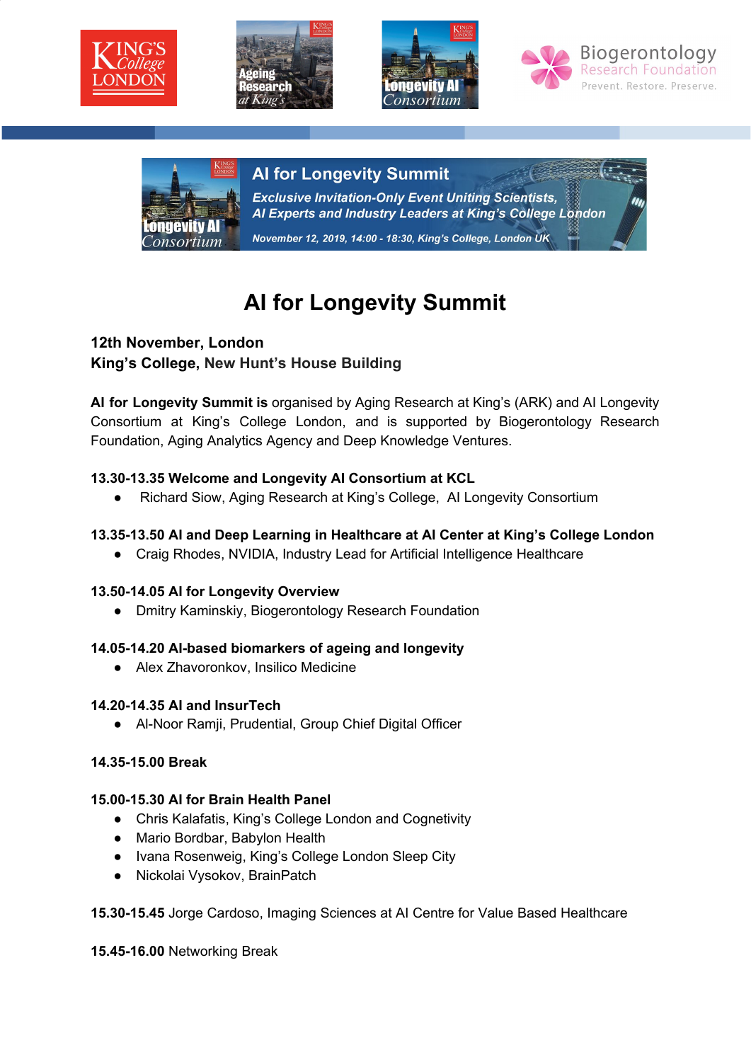# AI for Longevity Summit

**12th November, London**
**King's College, New Hunt's House Building**

**AI for Longevity Summit is** organised by Aging Research at King's (ARK) and AI Longevity Consortium at King's College London, and is supported by Biogerontology Research Foundation, Aging Analytics Agency and Deep Knowledge Ventures.

**13.30-13.35 Welcome and Longevity AI Consortium at KCL**

- Richard Siow, Aging Research at King's College, AI Longevity Consortium

**13.35-13.50 AI and Deep Learning in Healthcare at AI Center at King's College London**

- Craig Rhodes, NVIDIA, Industry Lead for Artificial Intelligence Healthcare

**13.50-14.05 AI for Longevity Overview**

- Dmitry Kaminskiy, Biogerontology Research Foundation

**14.05-14.20 AI-based biomarkers of ageing and longevity**

- Alex Zhavoronkov, Insilico Medicine

**14.20-14.35 AI and InsurTech**

- Al-Noor Ramji, Prudential, Group Chief Digital Officer

**14.35-15.00 Break**

**15.00-15.30 AI for Brain Health Panel**

- Chris Kalafatis, King's College London and Cognetivity
- Mario Bordbar, Babylon Health
- Ivana Rosenweig, King's College London Sleep City
- Nickolai Vysokov, BrainPatch

**15.30-15.45** Jorge Cardoso, Imaging Sciences at AI Centre for Value Based Healthcare

**15.45-16.00** Networking Break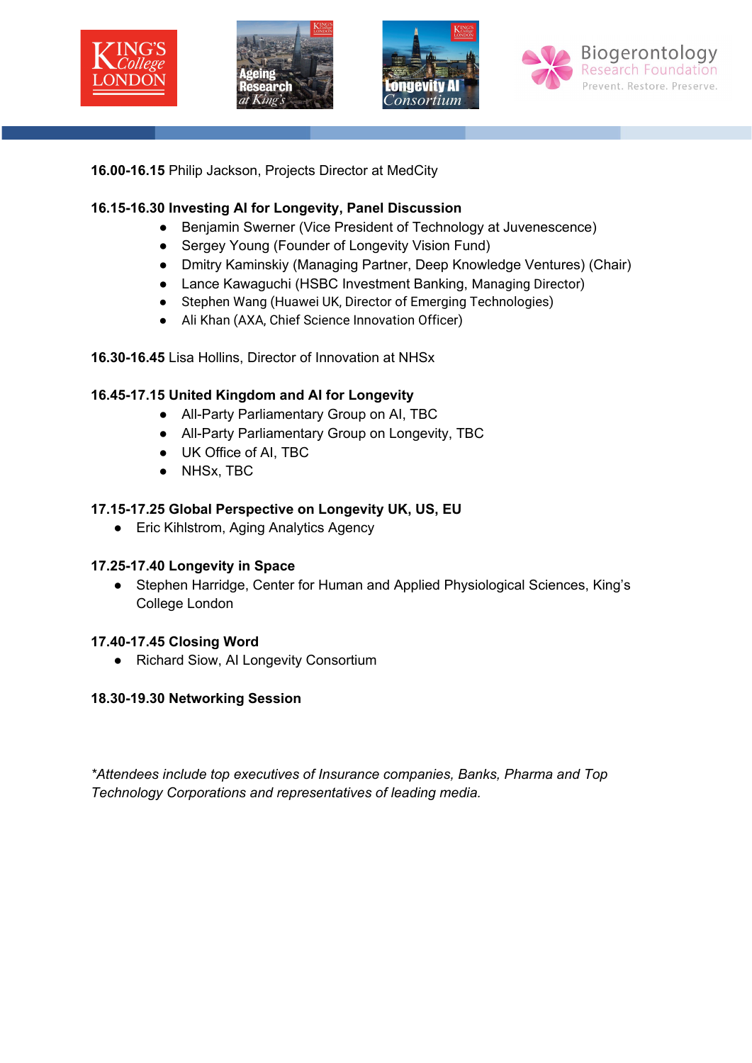**16.00-16.15** Philip Jackson, Projects Director at MedCity

**16.15-16.30 Investing AI for Longevity, Panel Discussion**

- Benjamin Swerner (Vice President of Technology at Juvenescence)
- Sergey Young (Founder of Longevity Vision Fund)
- Dmitry Kaminskiy (Managing Partner, Deep Knowledge Ventures) (Chair)
- Lance Kawaguchi (HSBC Investment Banking, Managing Director)
- Stephen Wang (Huawei UK, Director of Emerging Technologies)
- Ali Khan (AXA, Chief Science Innovation Officer)

**16.30-16.45** Lisa Hollins, Director of Innovation at NHSx

**16.45-17.15 United Kingdom and AI for Longevity**

- All-Party Parliamentary Group on AI, TBC
- All-Party Parliamentary Group on Longevity, TBC
- UK Office of AI, TBC
- NHSx, TBC

**17.15-17.25 Global Perspective on Longevity UK, US, EU**

- Eric Kihlstrom, Aging Analytics Agency

**17.25-17.40 Longevity in Space**

- Stephen Harridge, Center for Human and Applied Physiological Sciences, King's College London

**17.40-17.45 Closing Word**

- Richard Siow, AI Longevity Consortium

**18.30-19.30 Networking Session**

*\*Attendees include top executives of Insurance companies, Banks, Pharma and Top Technology Corporations and representatives of leading media.*